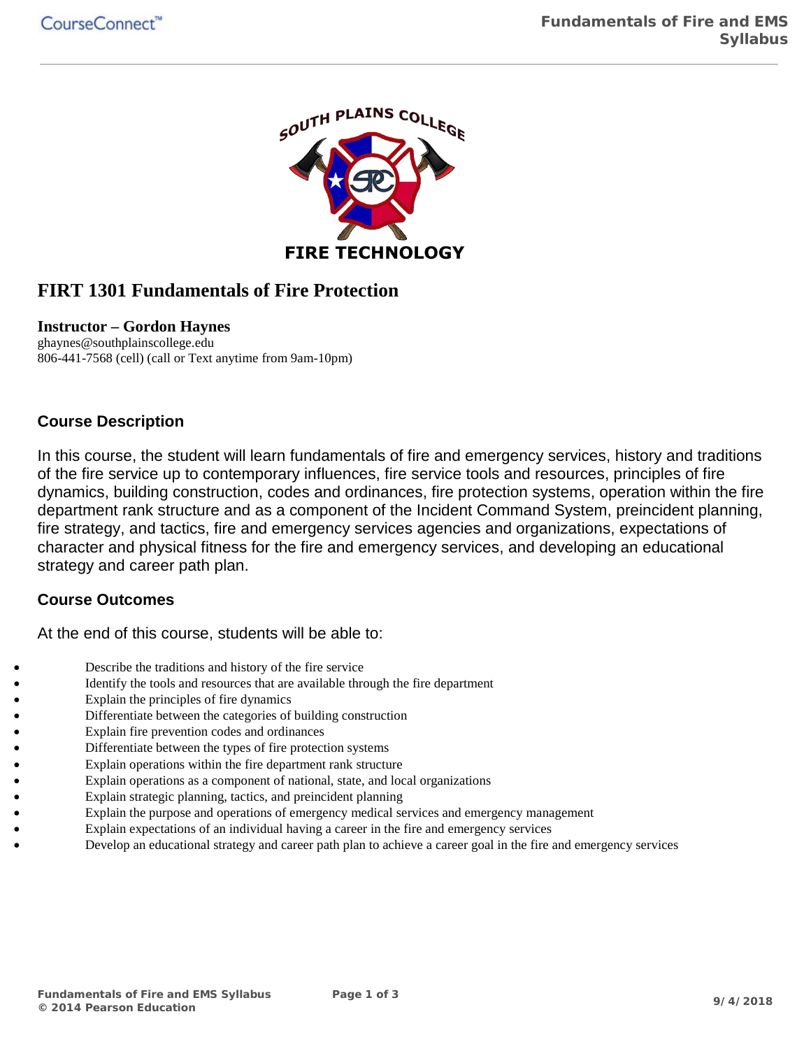SOUTH PLAINS COLLEGE

FIRE TECHNOLOGY

# FIRT 1301 Fundamentals of Fire Protection

**Instructor – Gordon Haynes**
ghaynes@southplainscollege.edu
806-441-7568 (cell) (call or Text anytime from 9am-10pm)

## Course Description

In this course, the student will learn fundamentals of fire and emergency services, history and traditions of the fire service up to contemporary influences, fire service tools and resources, principles of fire dynamics, building construction, codes and ordinances, fire protection systems, operation within the fire department rank structure and as a component of the Incident Command System, preincident planning, fire strategy, and tactics, fire and emergency services agencies and organizations, expectations of character and physical fitness for the fire and emergency services, and developing an educational strategy and career path plan.

## Course Outcomes

At the end of this course, students will be able to:

- Describe the traditions and history of the fire service
- Identify the tools and resources that are available through the fire department
- Explain the principles of fire dynamics
- Differentiate between the categories of building construction
- Explain fire prevention codes and ordinances
- Differentiate between the types of fire protection systems
- Explain operations within the fire department rank structure
- Explain operations as a component of national, state, and local organizations
- Explain strategic planning, tactics, and preincident planning
- Explain the purpose and operations of emergency medical services and emergency management
- Explain expectations of an individual having a career in the fire and emergency services
- Develop an educational strategy and career path plan to achieve a career goal in the fire and emergency services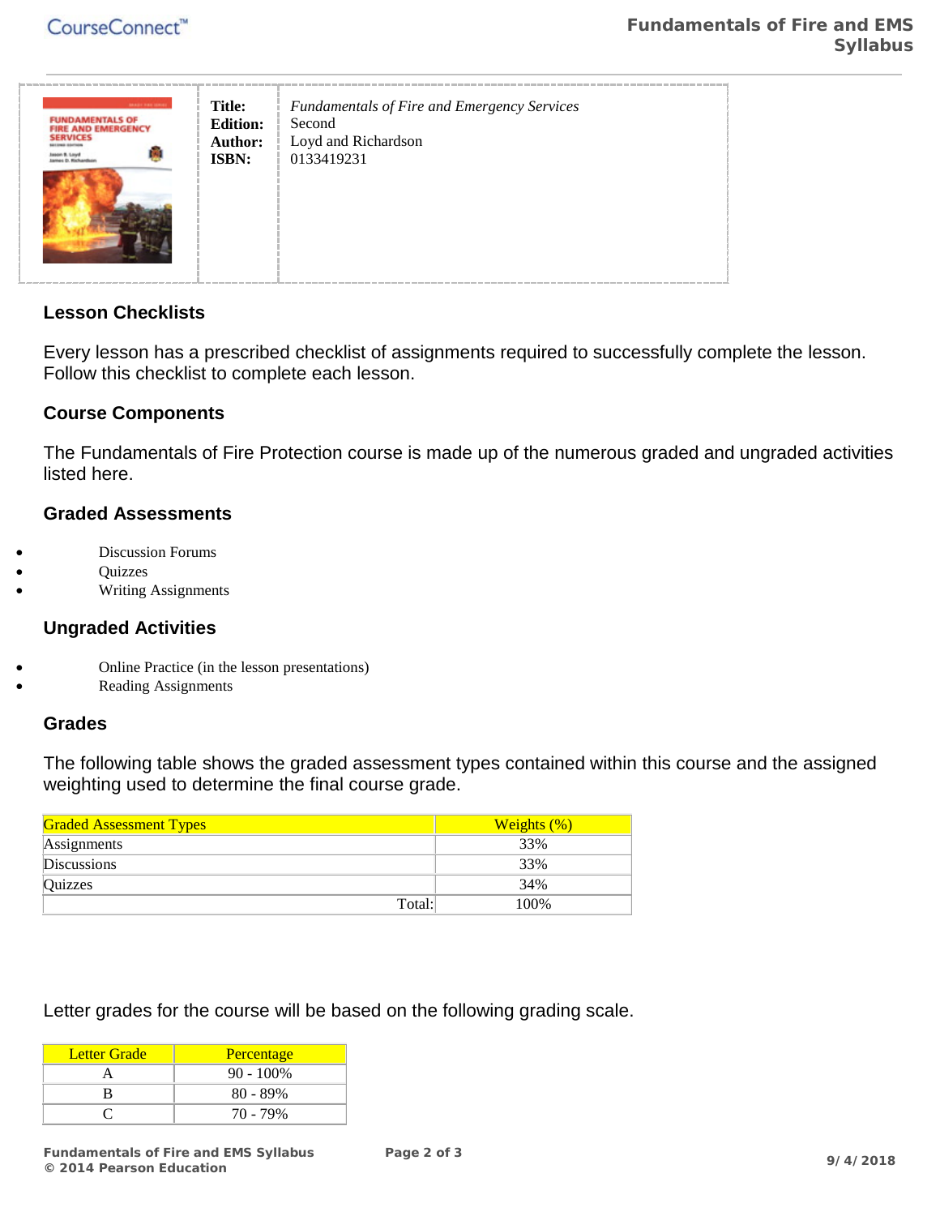| Title: | *Fundamentals of Fire and Emergency Services* |
|---|---|
| Edition: | Second |
| Author: | Loyd and Richardson |
| ISBN: | 0133419231 |

### Lesson Checklists

Every lesson has a prescribed checklist of assignments required to successfully complete the lesson. Follow this checklist to complete each lesson.

### Course Components

The Fundamentals of Fire Protection course is made up of the numerous graded and ungraded activities listed here.

### Graded Assessments

- Discussion Forums
- Quizzes
- Writing Assignments

### Ungraded Activities

- Online Practice (in the lesson presentations)
- Reading Assignments

### Grades

The following table shows the graded assessment types contained within this course and the assigned weighting used to determine the final course grade.

| Graded Assessment Types | Weights (%) |
|---|---|
| Assignments | 33% |
| Discussions | 33% |
| Quizzes | 34% |
| Total: | 100% |

Letter grades for the course will be based on the following grading scale.

| Letter Grade | Percentage |
|---|---|
| A | 90 - 100% |
| B | 80 - 89% |
| C | 70 - 79% |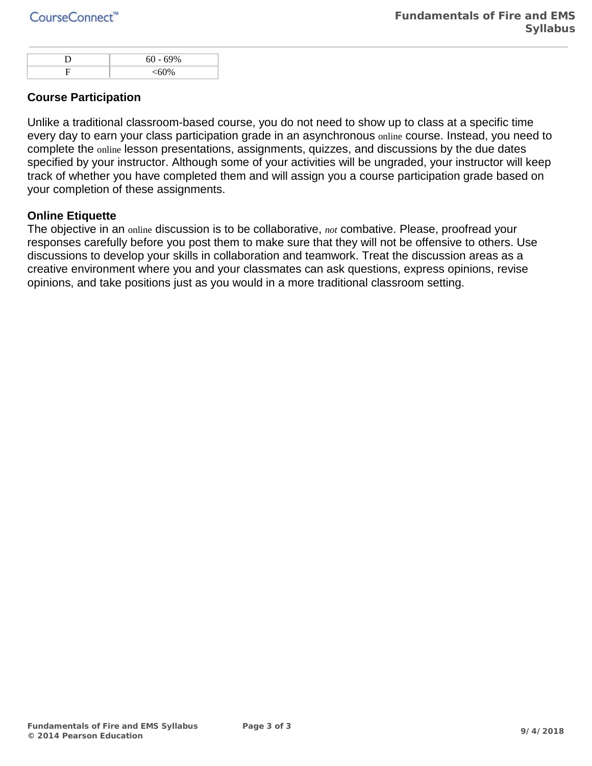| | |
|---|---|
| D | 60 - 69% |
| F | <60% |

### Course Participation

Unlike a traditional classroom-based course, you do not need to show up to class at a specific time every day to earn your class participation grade in an asynchronous online course. Instead, you need to complete the online lesson presentations, assignments, quizzes, and discussions by the due dates specified by your instructor. Although some of your activities will be ungraded, your instructor will keep track of whether you have completed them and will assign you a course participation grade based on your completion of these assignments.

### Online Etiquette

The objective in an online discussion is to be collaborative, *not* combative. Please, proofread your responses carefully before you post them to make sure that they will not be offensive to others. Use discussions to develop your skills in collaboration and teamwork. Treat the discussion areas as a creative environment where you and your classmates can ask questions, express opinions, revise opinions, and take positions just as you would in a more traditional classroom setting.